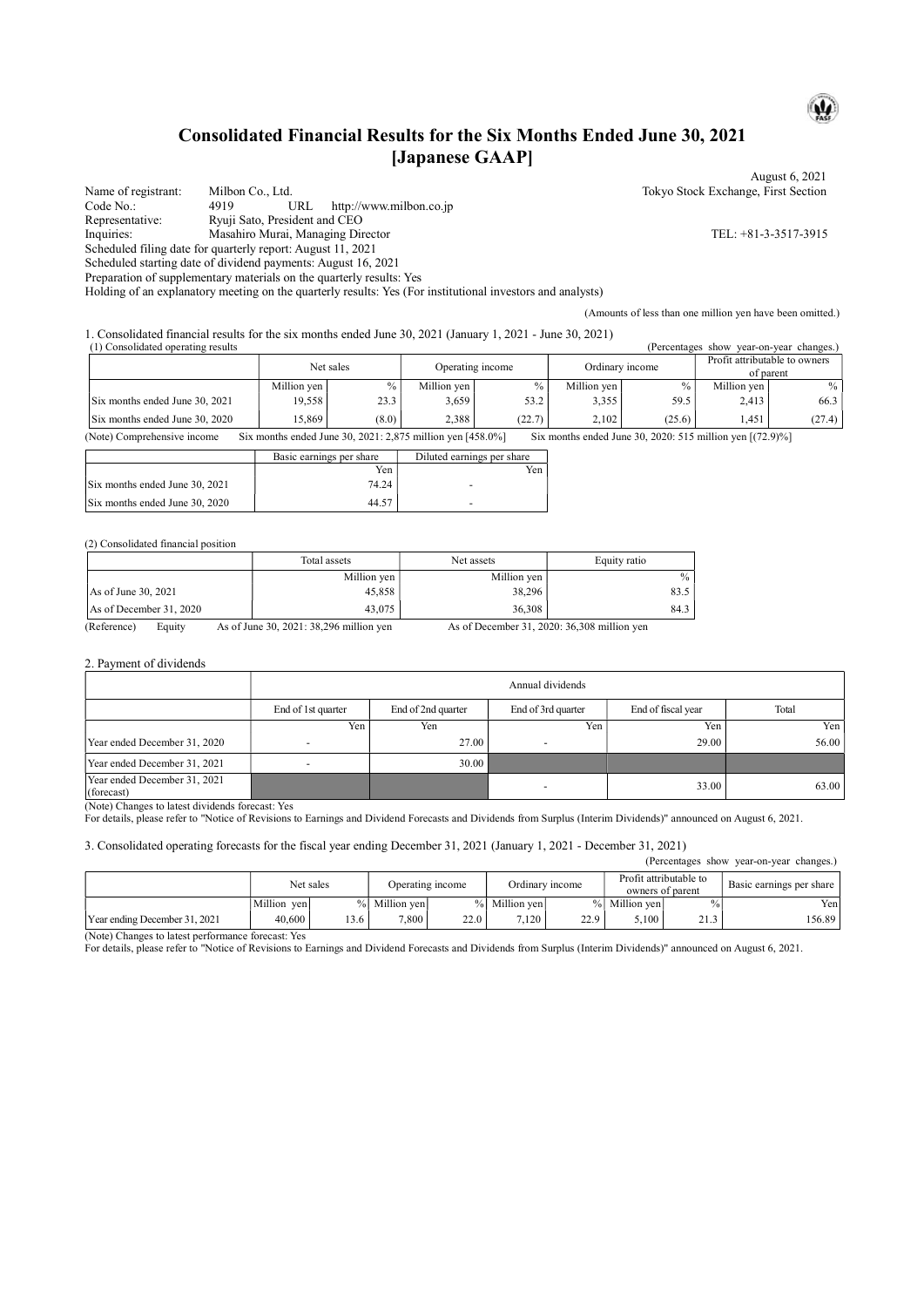# Consolidated Financial Results for the Six Months Ended June 30, 2021 [Japanese GAAP]

August 6, 2021

Name of registrant: Milbon Co., Ltd. Tokyo Stock Exchange, First Section
Code No.: 4919 URL http://www.milbon.co.jp
Representative: Ryuji Sato, President and CEO
Inquiries: Masahiro Murai, Managing Director TEL: +81-3-3517-3915
Scheduled filing date for quarterly report: August 11, 2021
Scheduled starting date of dividend payments: August 16, 2021
Preparation of supplementary materials on the quarterly results: Yes
Holding of an explanatory meeting on the quarterly results: Yes (For institutional investors and analysts)

(Amounts of less than one million yen have been omitted.)

1. Consolidated financial results for the six months ended June 30, 2021 (January 1, 2021 - June 30, 2021)

(1) Consolidated operating results (Percentages show year-on-year changes.)

| | Net sales | | Operating income | | Ordinary income | | Profit attributable to owners of parent | |
|---|---|---|---|---|---|---|---|---|
| | Million yen | % | Million yen | % | Million yen | % | Million yen | % |
| Six months ended June 30, 2021 | 19,558 | 23.3 | 3,659 | 53.2 | 3,355 | 59.5 | 2,413 | 66.3 |
| Six months ended June 30, 2020 | 15,869 | (8.0) | 2,388 | (22.7) | 2,102 | (25.6) | 1,451 | (27.4) |

(Note) Comprehensive income Six months ended June 30, 2021: 2,875 million yen [458.0%] Six months ended June 30, 2020: 515 million yen [(72.9)%]

| | Basic earnings per share | Diluted earnings per share |
|---|---|---|
| | Yen | Yen |
| Six months ended June 30, 2021 | 74.24 | - |
| Six months ended June 30, 2020 | 44.57 | - |

(2) Consolidated financial position

| | Total assets | Net assets | Equity ratio |
|---|---|---|---|
| | Million yen | Million yen | % |
| As of June 30, 2021 | 45,858 | 38,296 | 83.5 |
| As of December 31, 2020 | 43,075 | 36,308 | 84.3 |

(Reference) Equity As of June 30, 2021: 38,296 million yen As of December 31, 2020: 36,308 million yen

2. Payment of dividends

| | Annual dividends | | | | |
|---|---|---|---|---|---|
| | End of 1st quarter | End of 2nd quarter | End of 3rd quarter | End of fiscal year | Total |
| | Yen | Yen | Yen | Yen | Yen |
| Year ended December 31, 2020 | - | 27.00 | - | 29.00 | 56.00 |
| Year ended December 31, 2021 | - | 30.00 | | | |
| Year ended December 31, 2021 (forecast) | | | - | 33.00 | 63.00 |

(Note) Changes to latest dividends forecast: Yes
For details, please refer to "Notice of Revisions to Earnings and Dividend Forecasts and Dividends from Surplus (Interim Dividends)" announced on August 6, 2021.

3. Consolidated operating forecasts for the fiscal year ending December 31, 2021 (January 1, 2021 - December 31, 2021)

(Percentages show year-on-year changes.)

| | Net sales | | Operating income | | Ordinary income | | Profit attributable to owners of parent | | Basic earnings per share |
|---|---|---|---|---|---|---|---|---|---|
| | Million yen | % | Million yen | % | Million yen | % | Million yen | % | Yen |
| Year ending December 31, 2021 | 40,600 | 13.6 | 7,800 | 22.0 | 7,120 | 22.9 | 5,100 | 21.3 | 156.89 |

(Note) Changes to latest performance forecast: Yes
For details, please refer to "Notice of Revisions to Earnings and Dividend Forecasts and Dividends from Surplus (Interim Dividends)" announced on August 6, 2021.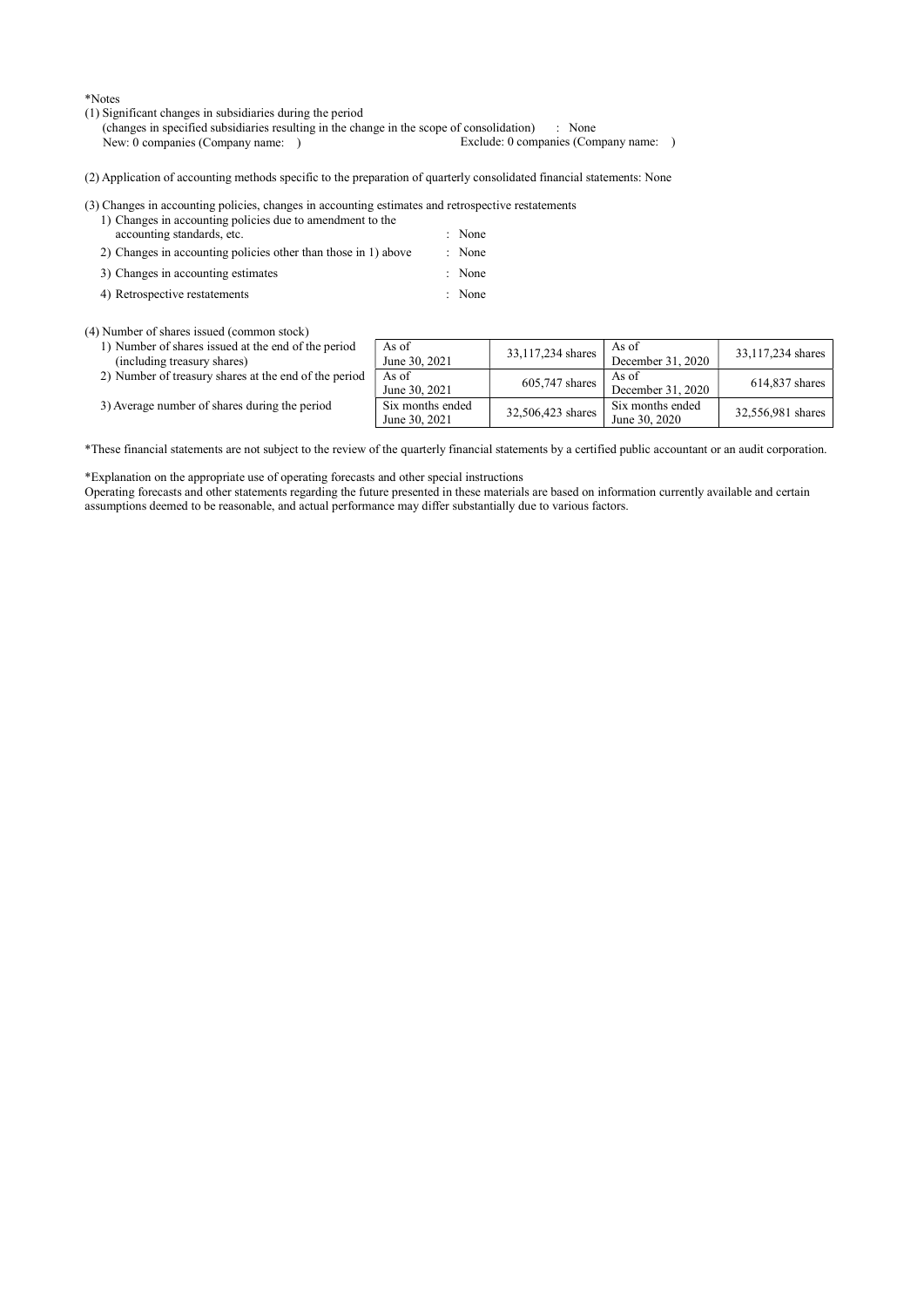*Notes

(1) Significant changes in subsidiaries during the period
(changes in specified subsidiaries resulting in the change in the scope of consolidation) : None
New: 0 companies (Company name: ) Exclude: 0 companies (Company name: )

(2) Application of accounting methods specific to the preparation of quarterly consolidated financial statements: None

(3) Changes in accounting policies, changes in accounting estimates and retrospective restatements

1) Changes in accounting policies due to amendment to the accounting standards, etc. : None
2) Changes in accounting policies other than those in 1) above : None
3) Changes in accounting estimates : None
4) Retrospective restatements : None

(4) Number of shares issued (common stock)

| | | | | |
|---|---|---|---|---|
| 1) Number of shares issued at the end of the period (including treasury shares) | As of June 30, 2021 | 33,117,234 shares | As of December 31, 2020 | 33,117,234 shares |
| 2) Number of treasury shares at the end of the period | As of June 30, 2021 | 605,747 shares | As of December 31, 2020 | 614,837 shares |
| 3) Average number of shares during the period | Six months ended June 30, 2021 | 32,506,423 shares | Six months ended June 30, 2020 | 32,556,981 shares |

*These financial statements are not subject to the review of the quarterly financial statements by a certified public accountant or an audit corporation.

*Explanation on the appropriate use of operating forecasts and other special instructions
Operating forecasts and other statements regarding the future presented in these materials are based on information currently available and certain assumptions deemed to be reasonable, and actual performance may differ substantially due to various factors.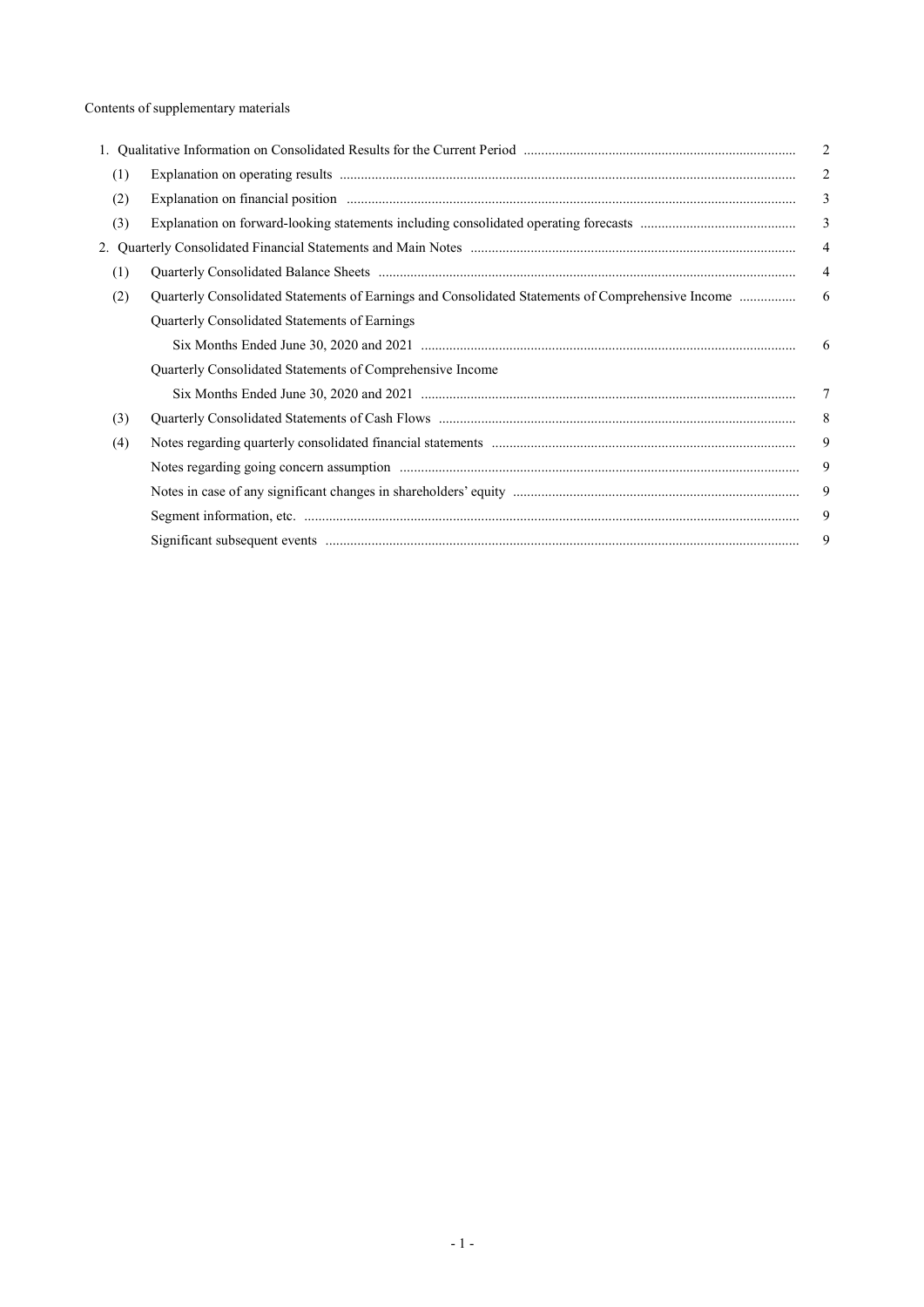Contents of supplementary materials

| | | |
|---|---|---|
| 1. Qualitative Information on Consolidated Results for the Current Period | | 2 |
| (1) | Explanation on operating results | 2 |
| (2) | Explanation on financial position | 3 |
| (3) | Explanation on forward-looking statements including consolidated operating forecasts | 3 |
| 2. Quarterly Consolidated Financial Statements and Main Notes | | 4 |
| (1) | Quarterly Consolidated Balance Sheets | 4 |
| (2) | Quarterly Consolidated Statements of Earnings and Consolidated Statements of Comprehensive Income | 6 |
| | Quarterly Consolidated Statements of Earnings | |
| | Six Months Ended June 30, 2020 and 2021 | 6 |
| | Quarterly Consolidated Statements of Comprehensive Income | |
| | Six Months Ended June 30, 2020 and 2021 | 7 |
| (3) | Quarterly Consolidated Statements of Cash Flows | 8 |
| (4) | Notes regarding quarterly consolidated financial statements | 9 |
| | Notes regarding going concern assumption | 9 |
| | Notes in case of any significant changes in shareholders' equity | 9 |
| | Segment information, etc. | 9 |
| | Significant subsequent events | 9 |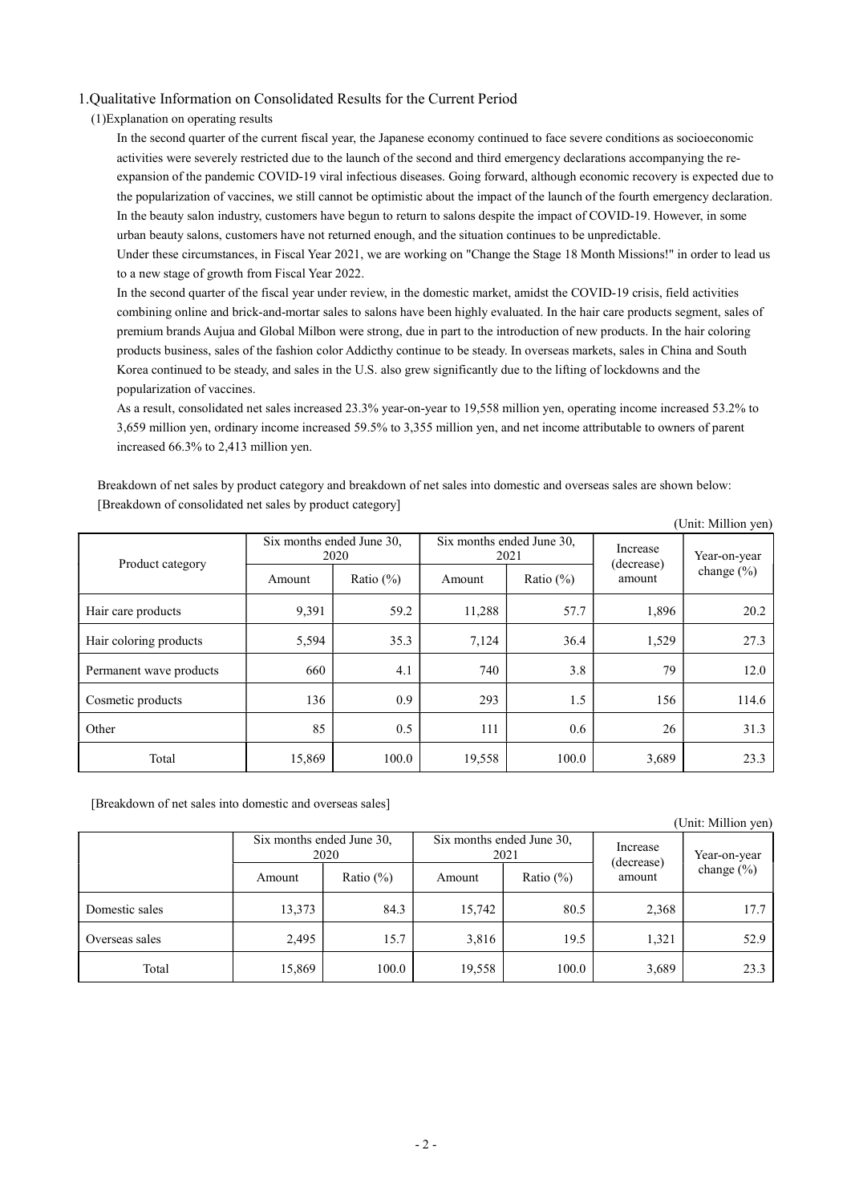## 1.Qualitative Information on Consolidated Results for the Current Period

### (1)Explanation on operating results

In the second quarter of the current fiscal year, the Japanese economy continued to face severe conditions as socioeconomic activities were severely restricted due to the launch of the second and third emergency declarations accompanying the re-expansion of the pandemic COVID-19 viral infectious diseases. Going forward, although economic recovery is expected due to the popularization of vaccines, we still cannot be optimistic about the impact of the launch of the fourth emergency declaration. In the beauty salon industry, customers have begun to return to salons despite the impact of COVID-19. However, in some urban beauty salons, customers have not returned enough, and the situation continues to be unpredictable.

Under these circumstances, in Fiscal Year 2021, we are working on "Change the Stage 18 Month Missions!" in order to lead us to a new stage of growth from Fiscal Year 2022.

In the second quarter of the fiscal year under review, in the domestic market, amidst the COVID-19 crisis, field activities combining online and brick-and-mortar sales to salons have been highly evaluated. In the hair care products segment, sales of premium brands Aujua and Global Milbon were strong, due in part to the introduction of new products. In the hair coloring products business, sales of the fashion color Addicthy continue to be steady. In overseas markets, sales in China and South Korea continued to be steady, and sales in the U.S. also grew significantly due to the lifting of lockdowns and the popularization of vaccines.

As a result, consolidated net sales increased 23.3% year-on-year to 19,558 million yen, operating income increased 53.2% to 3,659 million yen, ordinary income increased 59.5% to 3,355 million yen, and net income attributable to owners of parent increased 66.3% to 2,413 million yen.

Breakdown of net sales by product category and breakdown of net sales into domestic and overseas sales are shown below:

[Breakdown of consolidated net sales by product category]

(Unit: Million yen)

| Product category | Six months ended June 30, 2020 | | Six months ended June 30, 2021 | | Increase (decrease) amount | Year-on-year change (%) |
|---|---|---|---|---|---|---|
| | Amount | Ratio (%) | Amount | Ratio (%) | | |
| Hair care products | 9,391 | 59.2 | 11,288 | 57.7 | 1,896 | 20.2 |
| Hair coloring products | 5,594 | 35.3 | 7,124 | 36.4 | 1,529 | 27.3 |
| Permanent wave products | 660 | 4.1 | 740 | 3.8 | 79 | 12.0 |
| Cosmetic products | 136 | 0.9 | 293 | 1.5 | 156 | 114.6 |
| Other | 85 | 0.5 | 111 | 0.6 | 26 | 31.3 |
| Total | 15,869 | 100.0 | 19,558 | 100.0 | 3,689 | 23.3 |

[Breakdown of net sales into domestic and overseas sales]

(Unit: Million yen)

| | Six months ended June 30, 2020 | | Six months ended June 30, 2021 | | Increase (decrease) amount | Year-on-year change (%) |
|---|---|---|---|---|---|---|
| | Amount | Ratio (%) | Amount | Ratio (%) | | |
| Domestic sales | 13,373 | 84.3 | 15,742 | 80.5 | 2,368 | 17.7 |
| Overseas sales | 2,495 | 15.7 | 3,816 | 19.5 | 1,321 | 52.9 |
| Total | 15,869 | 100.0 | 19,558 | 100.0 | 3,689 | 23.3 |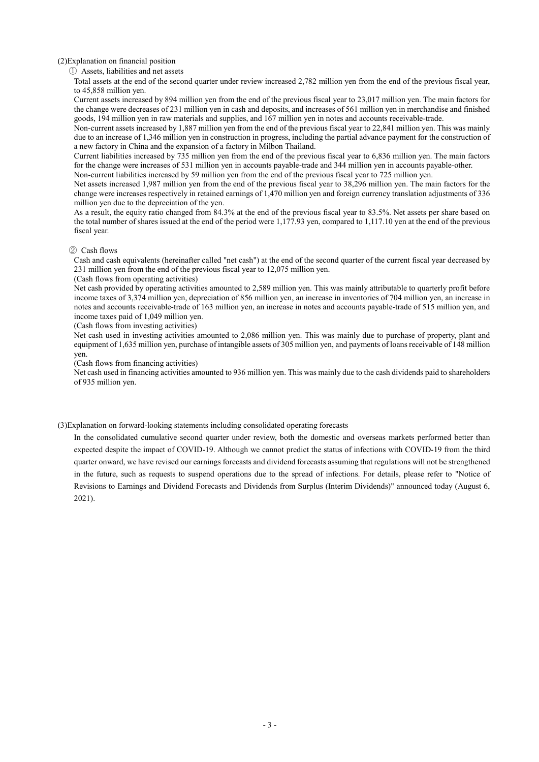## (2)Explanation on financial position

### ① Assets, liabilities and net assets

Total assets at the end of the second quarter under review increased 2,782 million yen from the end of the previous fiscal year, to 45,858 million yen.

Current assets increased by 894 million yen from the end of the previous fiscal year to 23,017 million yen. The main factors for the change were decreases of 231 million yen in cash and deposits, and increases of 561 million yen in merchandise and finished goods, 194 million yen in raw materials and supplies, and 167 million yen in notes and accounts receivable-trade.

Non-current assets increased by 1,887 million yen from the end of the previous fiscal year to 22,841 million yen. This was mainly due to an increase of 1,346 million yen in construction in progress, including the partial advance payment for the construction of a new factory in China and the expansion of a factory in Milbon Thailand.

Current liabilities increased by 735 million yen from the end of the previous fiscal year to 6,836 million yen. The main factors for the change were increases of 531 million yen in accounts payable-trade and 344 million yen in accounts payable-other.

Non-current liabilities increased by 59 million yen from the end of the previous fiscal year to 725 million yen.

Net assets increased 1,987 million yen from the end of the previous fiscal year to 38,296 million yen. The main factors for the change were increases respectively in retained earnings of 1,470 million yen and foreign currency translation adjustments of 336 million yen due to the depreciation of the yen.

As a result, the equity ratio changed from 84.3% at the end of the previous fiscal year to 83.5%. Net assets per share based on the total number of shares issued at the end of the period were 1,177.93 yen, compared to 1,117.10 yen at the end of the previous fiscal year.

### ② Cash flows

Cash and cash equivalents (hereinafter called "net cash") at the end of the second quarter of the current fiscal year decreased by 231 million yen from the end of the previous fiscal year to 12,075 million yen.

(Cash flows from operating activities)

Net cash provided by operating activities amounted to 2,589 million yen. This was mainly attributable to quarterly profit before income taxes of 3,374 million yen, depreciation of 856 million yen, an increase in inventories of 704 million yen, an increase in notes and accounts receivable-trade of 163 million yen, an increase in notes and accounts payable-trade of 515 million yen, and income taxes paid of 1,049 million yen.

(Cash flows from investing activities)

Net cash used in investing activities amounted to 2,086 million yen. This was mainly due to purchase of property, plant and equipment of 1,635 million yen, purchase of intangible assets of 305 million yen, and payments of loans receivable of 148 million yen.

(Cash flows from financing activities)

Net cash used in financing activities amounted to 936 million yen. This was mainly due to the cash dividends paid to shareholders of 935 million yen.

## (3)Explanation on forward-looking statements including consolidated operating forecasts

In the consolidated cumulative second quarter under review, both the domestic and overseas markets performed better than expected despite the impact of COVID-19. Although we cannot predict the status of infections with COVID-19 from the third quarter onward, we have revised our earnings forecasts and dividend forecasts assuming that regulations will not be strengthened in the future, such as requests to suspend operations due to the spread of infections. For details, please refer to "Notice of Revisions to Earnings and Dividend Forecasts and Dividends from Surplus (Interim Dividends)" announced today (August 6, 2021).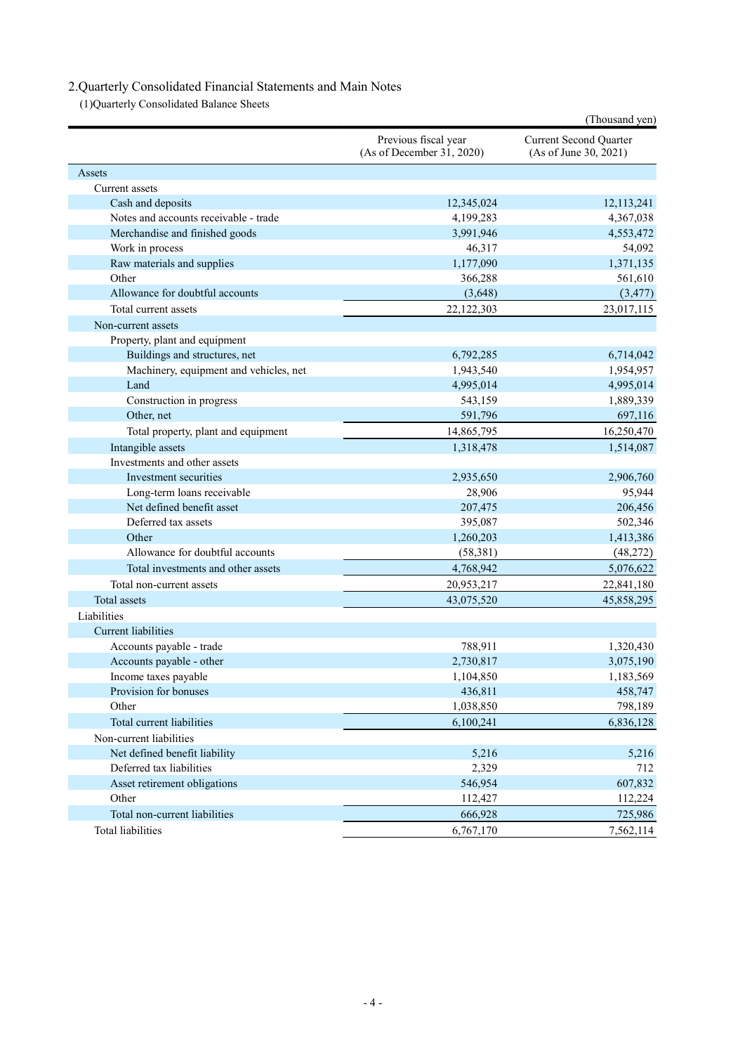## 2.Quarterly Consolidated Financial Statements and Main Notes

### (1)Quarterly Consolidated Balance Sheets

(Thousand yen)

| | Previous fiscal year (As of December 31, 2020) | Current Second Quarter (As of June 30, 2021) |
|---|---|---|
| Assets | | |
| Current assets | | |
| Cash and deposits | 12,345,024 | 12,113,241 |
| Notes and accounts receivable - trade | 4,199,283 | 4,367,038 |
| Merchandise and finished goods | 3,991,946 | 4,553,472 |
| Work in process | 46,317 | 54,092 |
| Raw materials and supplies | 1,177,090 | 1,371,135 |
| Other | 366,288 | 561,610 |
| Allowance for doubtful accounts | (3,648) | (3,477) |
| Total current assets | 22,122,303 | 23,017,115 |
| Non-current assets | | |
| Property, plant and equipment | | |
| Buildings and structures, net | 6,792,285 | 6,714,042 |
| Machinery, equipment and vehicles, net | 1,943,540 | 1,954,957 |
| Land | 4,995,014 | 4,995,014 |
| Construction in progress | 543,159 | 1,889,339 |
| Other, net | 591,796 | 697,116 |
| Total property, plant and equipment | 14,865,795 | 16,250,470 |
| Intangible assets | 1,318,478 | 1,514,087 |
| Investments and other assets | | |
| Investment securities | 2,935,650 | 2,906,760 |
| Long-term loans receivable | 28,906 | 95,944 |
| Net defined benefit asset | 207,475 | 206,456 |
| Deferred tax assets | 395,087 | 502,346 |
| Other | 1,260,203 | 1,413,386 |
| Allowance for doubtful accounts | (58,381) | (48,272) |
| Total investments and other assets | 4,768,942 | 5,076,622 |
| Total non-current assets | 20,953,217 | 22,841,180 |
| Total assets | 43,075,520 | 45,858,295 |
| Liabilities | | |
| Current liabilities | | |
| Accounts payable - trade | 788,911 | 1,320,430 |
| Accounts payable - other | 2,730,817 | 3,075,190 |
| Income taxes payable | 1,104,850 | 1,183,569 |
| Provision for bonuses | 436,811 | 458,747 |
| Other | 1,038,850 | 798,189 |
| Total current liabilities | 6,100,241 | 6,836,128 |
| Non-current liabilities | | |
| Net defined benefit liability | 5,216 | 5,216 |
| Deferred tax liabilities | 2,329 | 712 |
| Asset retirement obligations | 546,954 | 607,832 |
| Other | 112,427 | 112,224 |
| Total non-current liabilities | 666,928 | 725,986 |
| Total liabilities | 6,767,170 | 7,562,114 |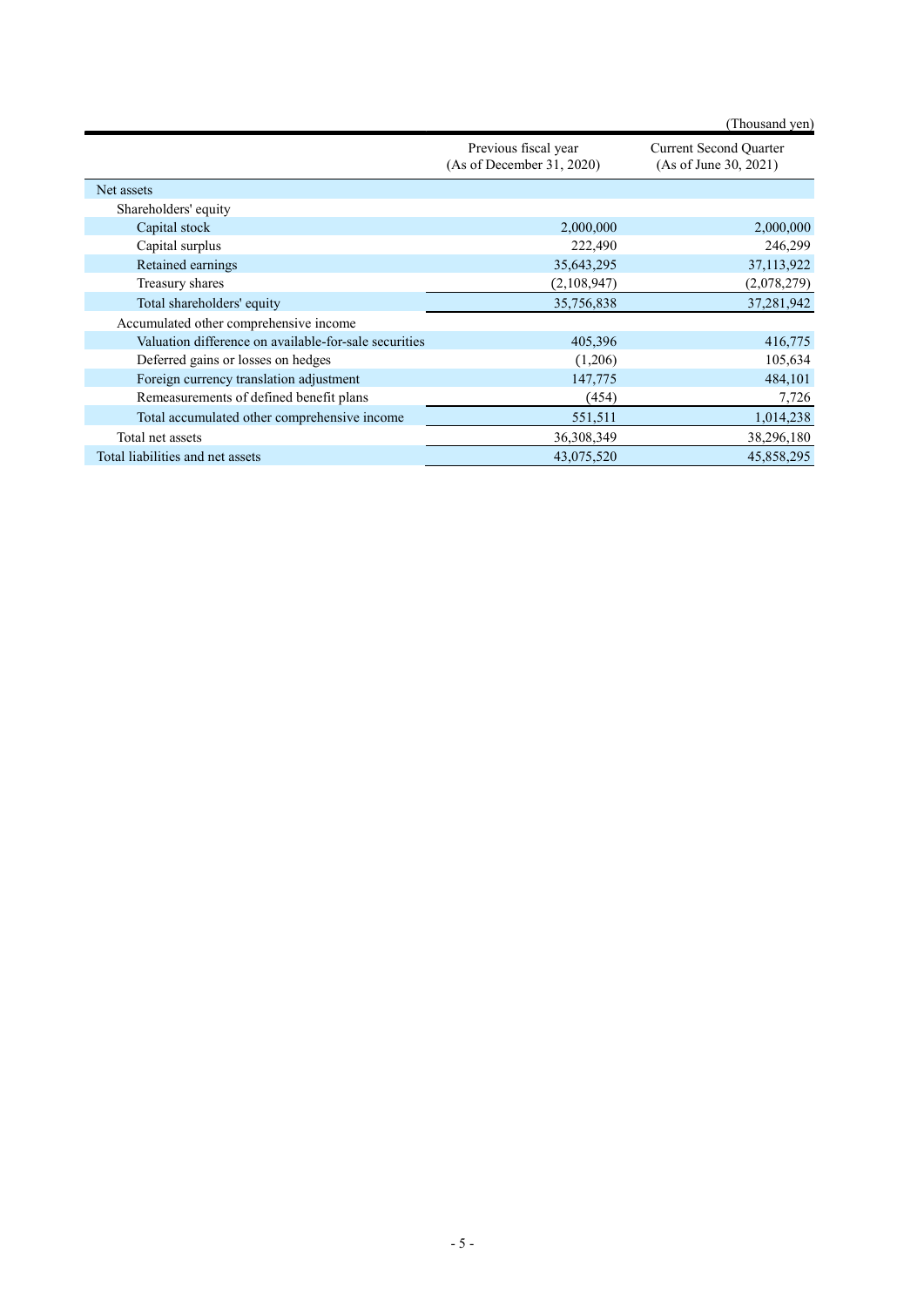(Thousand yen)

| | Previous fiscal year (As of December 31, 2020) | Current Second Quarter (As of June 30, 2021) |
|---|---|---|
| Net assets | | |
| Shareholders' equity | | |
| Capital stock | 2,000,000 | 2,000,000 |
| Capital surplus | 222,490 | 246,299 |
| Retained earnings | 35,643,295 | 37,113,922 |
| Treasury shares | (2,108,947) | (2,078,279) |
| Total shareholders' equity | 35,756,838 | 37,281,942 |
| Accumulated other comprehensive income | | |
| Valuation difference on available-for-sale securities | 405,396 | 416,775 |
| Deferred gains or losses on hedges | (1,206) | 105,634 |
| Foreign currency translation adjustment | 147,775 | 484,101 |
| Remeasurements of defined benefit plans | (454) | 7,726 |
| Total accumulated other comprehensive income | 551,511 | 1,014,238 |
| Total net assets | 36,308,349 | 38,296,180 |
| Total liabilities and net assets | 43,075,520 | 45,858,295 |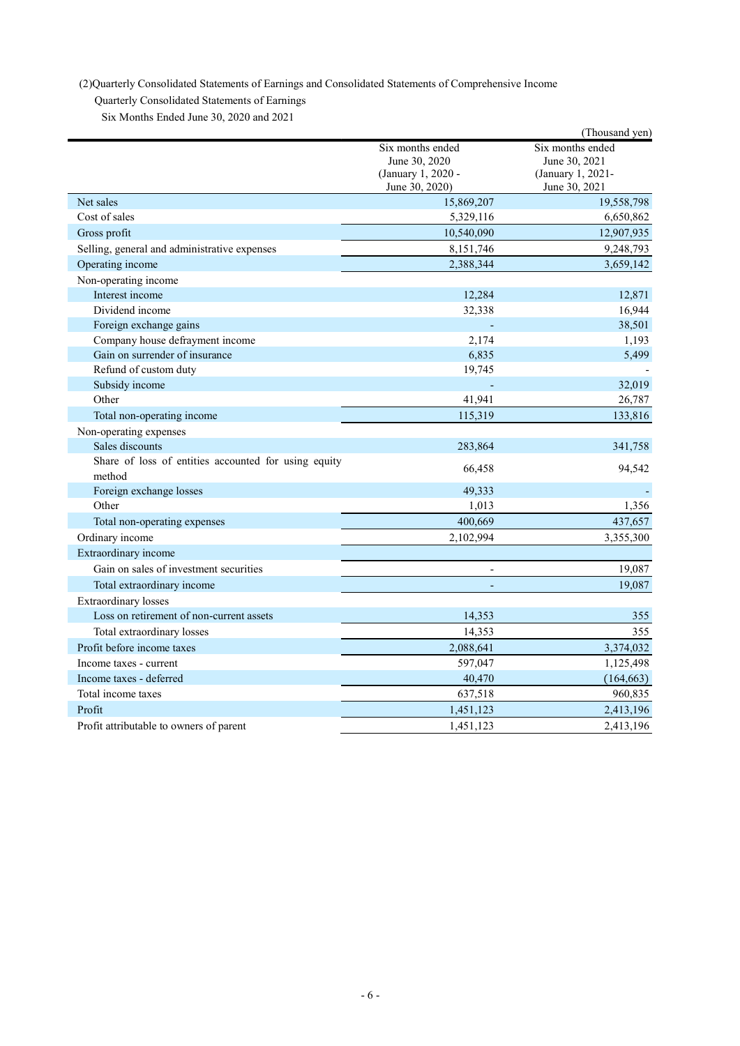(2)Quarterly Consolidated Statements of Earnings and Consolidated Statements of Comprehensive Income

Quarterly Consolidated Statements of Earnings

Six Months Ended June 30, 2020 and 2021

(Thousand yen)

| | Six months ended June 30, 2020 (January 1, 2020 - June 30, 2020) | Six months ended June 30, 2021 (January 1, 2021- June 30, 2021 |
|---|---|---|
| Net sales | 15,869,207 | 19,558,798 |
| Cost of sales | 5,329,116 | 6,650,862 |
| Gross profit | 10,540,090 | 12,907,935 |
| Selling, general and administrative expenses | 8,151,746 | 9,248,793 |
| Operating income | 2,388,344 | 3,659,142 |
| Non-operating income | | |
| Interest income | 12,284 | 12,871 |
| Dividend income | 32,338 | 16,944 |
| Foreign exchange gains | - | 38,501 |
| Company house defrayment income | 2,174 | 1,193 |
| Gain on surrender of insurance | 6,835 | 5,499 |
| Refund of custom duty | 19,745 | - |
| Subsidy income | - | 32,019 |
| Other | 41,941 | 26,787 |
| Total non-operating income | 115,319 | 133,816 |
| Non-operating expenses | | |
| Sales discounts | 283,864 | 341,758 |
| Share of loss of entities accounted for using equity method | 66,458 | 94,542 |
| Foreign exchange losses | 49,333 | - |
| Other | 1,013 | 1,356 |
| Total non-operating expenses | 400,669 | 437,657 |
| Ordinary income | 2,102,994 | 3,355,300 |
| Extraordinary income | | |
| Gain on sales of investment securities | - | 19,087 |
| Total extraordinary income | - | 19,087 |
| Extraordinary losses | | |
| Loss on retirement of non-current assets | 14,353 | 355 |
| Total extraordinary losses | 14,353 | 355 |
| Profit before income taxes | 2,088,641 | 3,374,032 |
| Income taxes - current | 597,047 | 1,125,498 |
| Income taxes - deferred | 40,470 | (164,663) |
| Total income taxes | 637,518 | 960,835 |
| Profit | 1,451,123 | 2,413,196 |
| Profit attributable to owners of parent | 1,451,123 | 2,413,196 |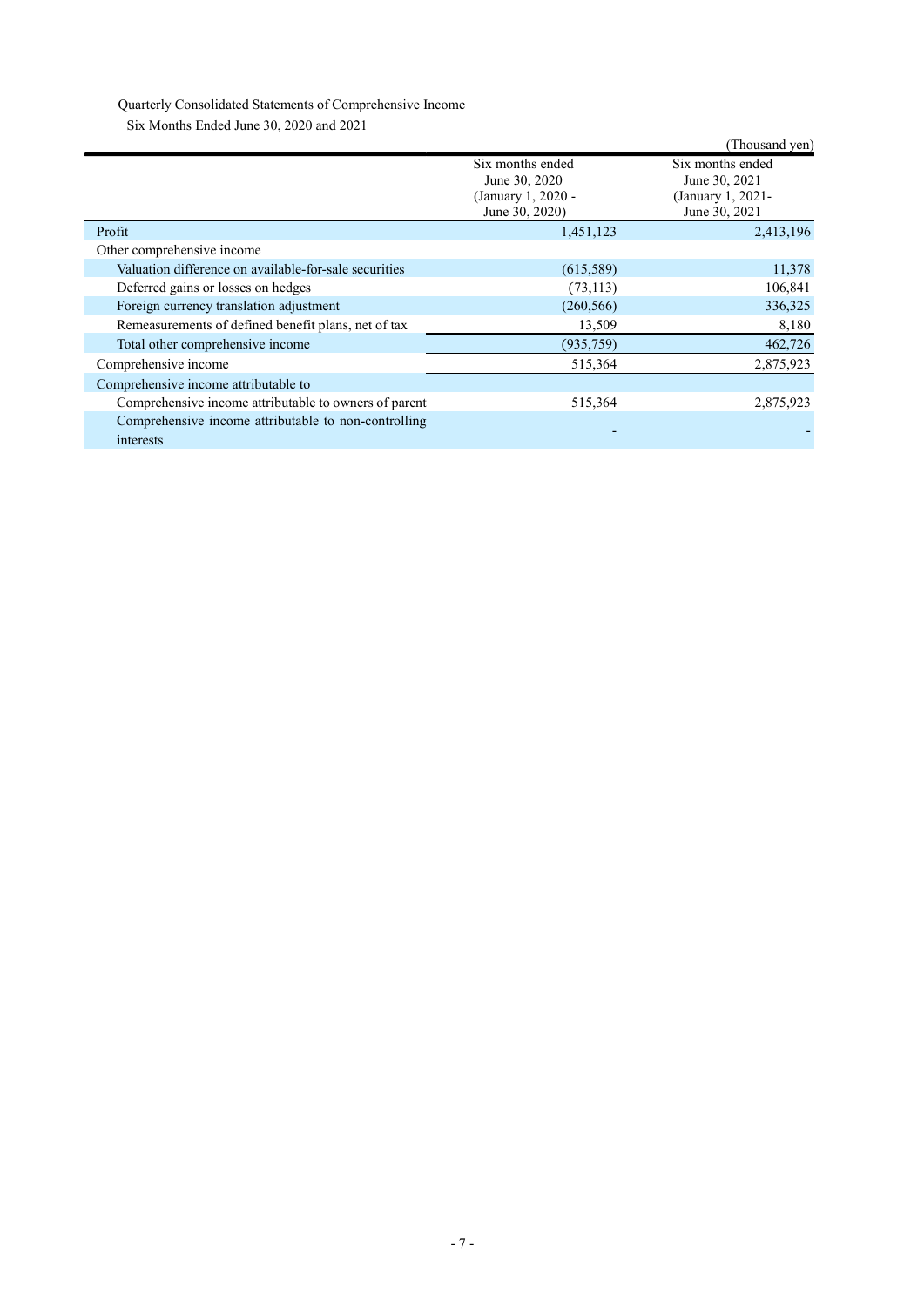Quarterly Consolidated Statements of Comprehensive Income

Six Months Ended June 30, 2020 and 2021

(Thousand yen)

| | Six months ended June 30, 2020 (January 1, 2020 - June 30, 2020) | Six months ended June 30, 2021 (January 1, 2021- June 30, 2021 |
|---|---|---|
| Profit | 1,451,123 | 2,413,196 |
| Other comprehensive income | | |
| Valuation difference on available-for-sale securities | (615,589) | 11,378 |
| Deferred gains or losses on hedges | (73,113) | 106,841 |
| Foreign currency translation adjustment | (260,566) | 336,325 |
| Remeasurements of defined benefit plans, net of tax | 13,509 | 8,180 |
| Total other comprehensive income | (935,759) | 462,726 |
| Comprehensive income | 515,364 | 2,875,923 |
| Comprehensive income attributable to | | |
| Comprehensive income attributable to owners of parent | 515,364 | 2,875,923 |
| Comprehensive income attributable to non-controlling interests | - | - |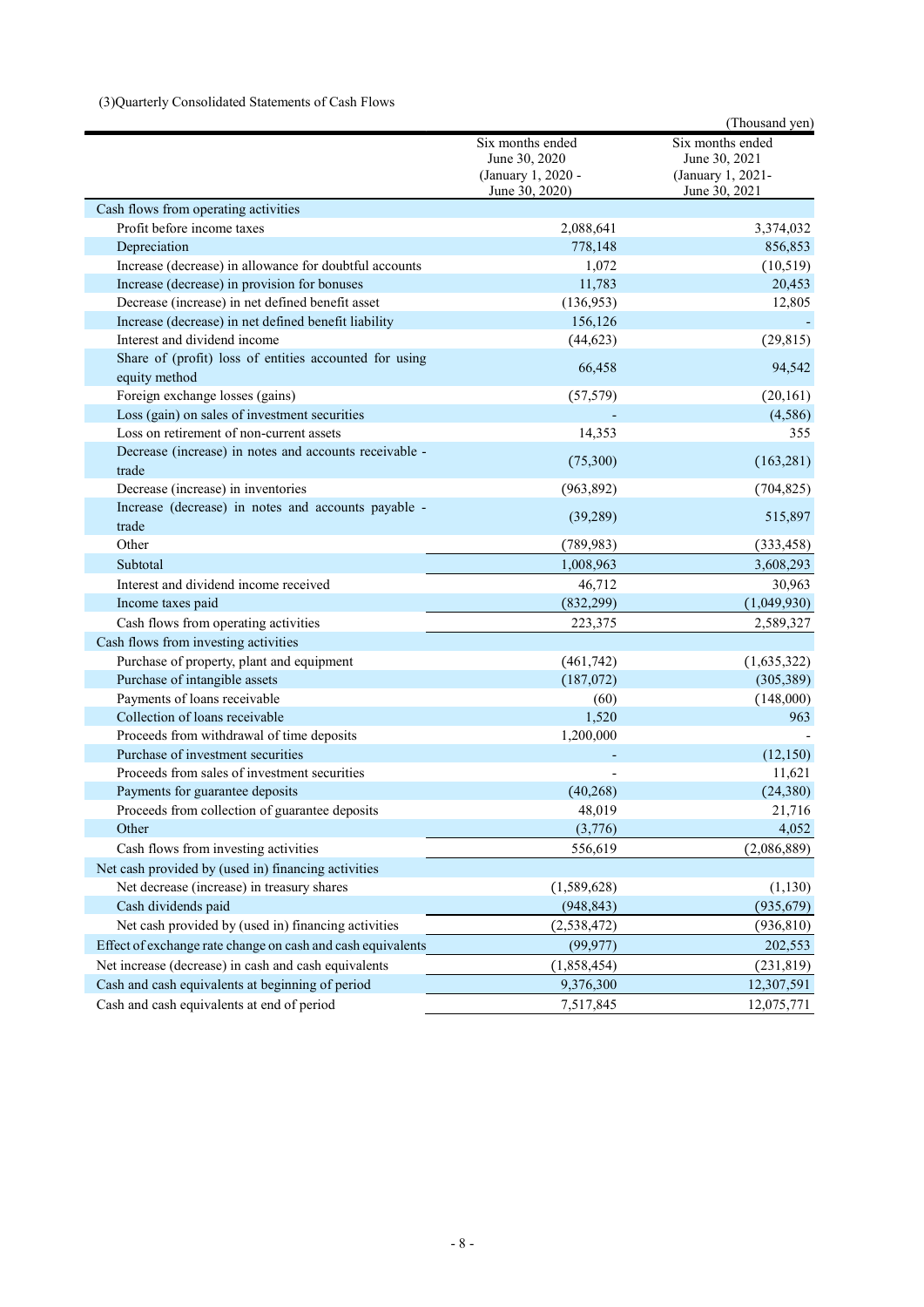(3)Quarterly Consolidated Statements of Cash Flows

(Thousand yen)

| | Six months ended June 30, 2020 (January 1, 2020 - June 30, 2020) | Six months ended June 30, 2021 (January 1, 2021- June 30, 2021) |
|---|---|---|
| Cash flows from operating activities | | |
| Profit before income taxes | 2,088,641 | 3,374,032 |
| Depreciation | 778,148 | 856,853 |
| Increase (decrease) in allowance for doubtful accounts | 1,072 | (10,519) |
| Increase (decrease) in provision for bonuses | 11,783 | 20,453 |
| Decrease (increase) in net defined benefit asset | (136,953) | 12,805 |
| Increase (decrease) in net defined benefit liability | 156,126 | - |
| Interest and dividend income | (44,623) | (29,815) |
| Share of (profit) loss of entities accounted for using equity method | 66,458 | 94,542 |
| Foreign exchange losses (gains) | (57,579) | (20,161) |
| Loss (gain) on sales of investment securities | - | (4,586) |
| Loss on retirement of non-current assets | 14,353 | 355 |
| Decrease (increase) in notes and accounts receivable - trade | (75,300) | (163,281) |
| Decrease (increase) in inventories | (963,892) | (704,825) |
| Increase (decrease) in notes and accounts payable - trade | (39,289) | 515,897 |
| Other | (789,983) | (333,458) |
| Subtotal | 1,008,963 | 3,608,293 |
| Interest and dividend income received | 46,712 | 30,963 |
| Income taxes paid | (832,299) | (1,049,930) |
| Cash flows from operating activities | 223,375 | 2,589,327 |
| Cash flows from investing activities | | |
| Purchase of property, plant and equipment | (461,742) | (1,635,322) |
| Purchase of intangible assets | (187,072) | (305,389) |
| Payments of loans receivable | (60) | (148,000) |
| Collection of loans receivable | 1,520 | 963 |
| Proceeds from withdrawal of time deposits | 1,200,000 | - |
| Purchase of investment securities | - | (12,150) |
| Proceeds from sales of investment securities | - | 11,621 |
| Payments for guarantee deposits | (40,268) | (24,380) |
| Proceeds from collection of guarantee deposits | 48,019 | 21,716 |
| Other | (3,776) | 4,052 |
| Cash flows from investing activities | 556,619 | (2,086,889) |
| Net cash provided by (used in) financing activities | | |
| Net decrease (increase) in treasury shares | (1,589,628) | (1,130) |
| Cash dividends paid | (948,843) | (935,679) |
| Net cash provided by (used in) financing activities | (2,538,472) | (936,810) |
| Effect of exchange rate change on cash and cash equivalents | (99,977) | 202,553 |
| Net increase (decrease) in cash and cash equivalents | (1,858,454) | (231,819) |
| Cash and cash equivalents at beginning of period | 9,376,300 | 12,307,591 |
| Cash and cash equivalents at end of period | 7,517,845 | 12,075,771 |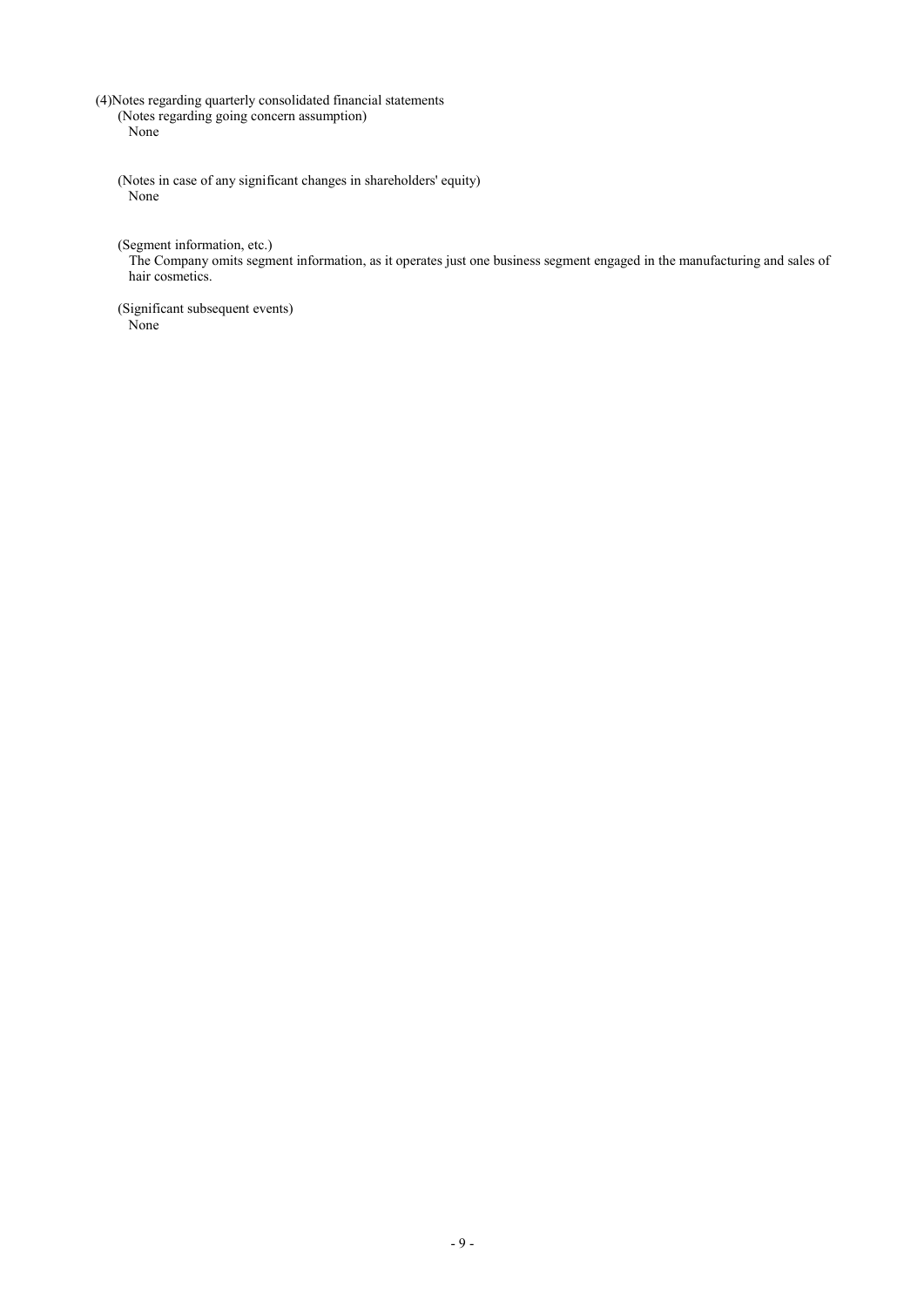### (4)Notes regarding quarterly consolidated financial statements

(Notes regarding going concern assumption)

None

(Notes in case of any significant changes in shareholders' equity)

None

(Segment information, etc.)

The Company omits segment information, as it operates just one business segment engaged in the manufacturing and sales of hair cosmetics.

(Significant subsequent events)

None